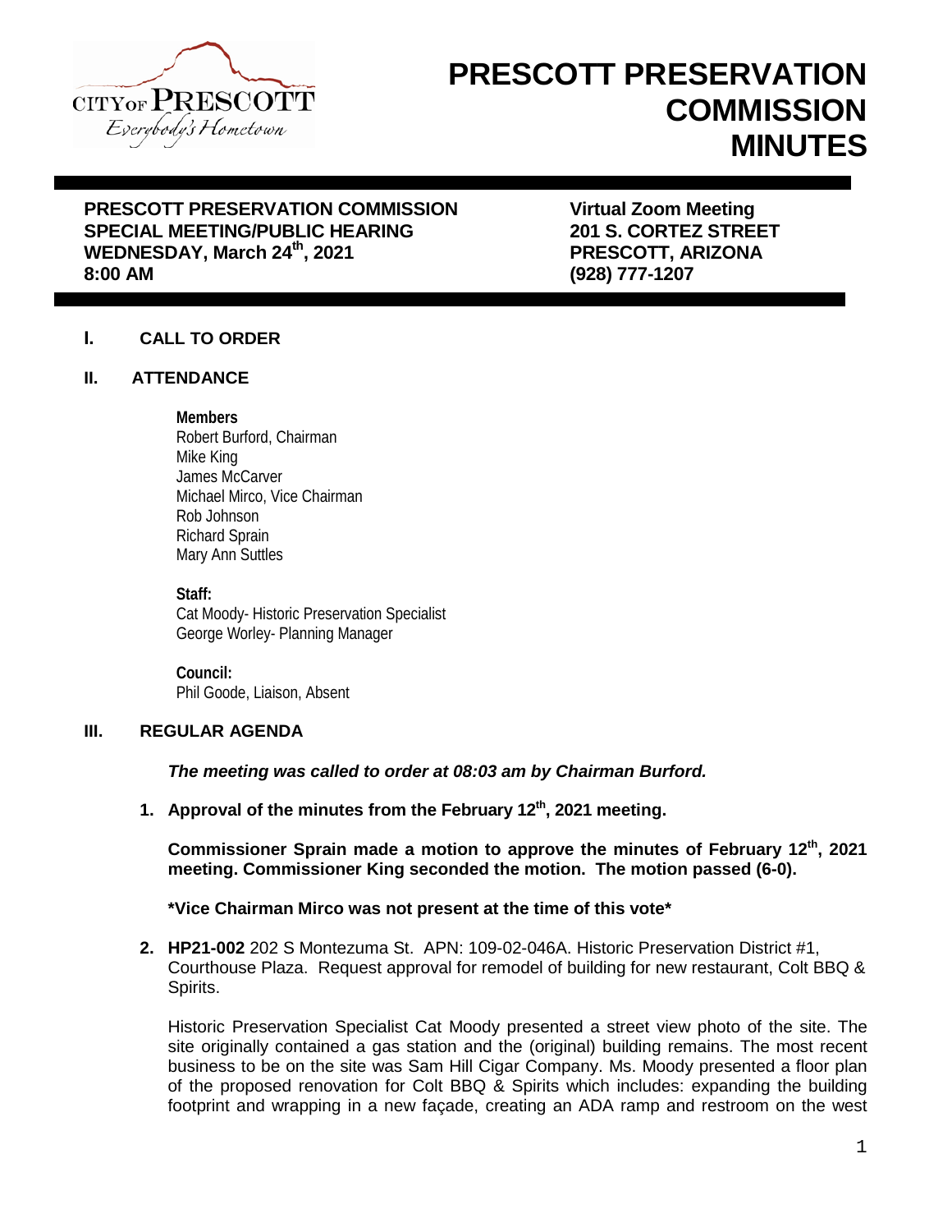# PRESCOTT PRESERVATION COMMISSION MINUTES

**PRESCOTT PRESERVATION COMMISSION**
**SPECIAL MEETING/PUBLIC HEARING**
**WEDNESDAY, March 24th, 2021**
**8:00 AM**

**Virtual Zoom Meeting**
**201 S. CORTEZ STREET**
**PRESCOTT, ARIZONA**
**(928) 777-1207**

## I. CALL TO ORDER

## II. ATTENDANCE

**Members**
Robert Burford, Chairman
Mike King
James McCarver
Michael Mirco, Vice Chairman
Rob Johnson
Richard Sprain
Mary Ann Suttles

**Staff:**
Cat Moody- Historic Preservation Specialist
George Worley- Planning Manager

**Council:**
Phil Goode, Liaison, Absent

## III. REGULAR AGENDA

***The meeting was called to order at 08:03 am by Chairman Burford.***

1. **Approval of the minutes from the February 12th, 2021 meeting.**

   **Commissioner Sprain made a motion to approve the minutes of February 12th, 2021 meeting. Commissioner King seconded the motion. The motion passed (6-0).**

   **\*Vice Chairman Mirco was not present at the time of this vote\***

2. **HP21-002** 202 S Montezuma St. APN: 109-02-046A. Historic Preservation District #1, Courthouse Plaza. Request approval for remodel of building for new restaurant, Colt BBQ & Spirits.

   Historic Preservation Specialist Cat Moody presented a street view photo of the site. The site originally contained a gas station and the (original) building remains. The most recent business to be on the site was Sam Hill Cigar Company. Ms. Moody presented a floor plan of the proposed renovation for Colt BBQ & Spirits which includes: expanding the building footprint and wrapping in a new façade, creating an ADA ramp and restroom on the west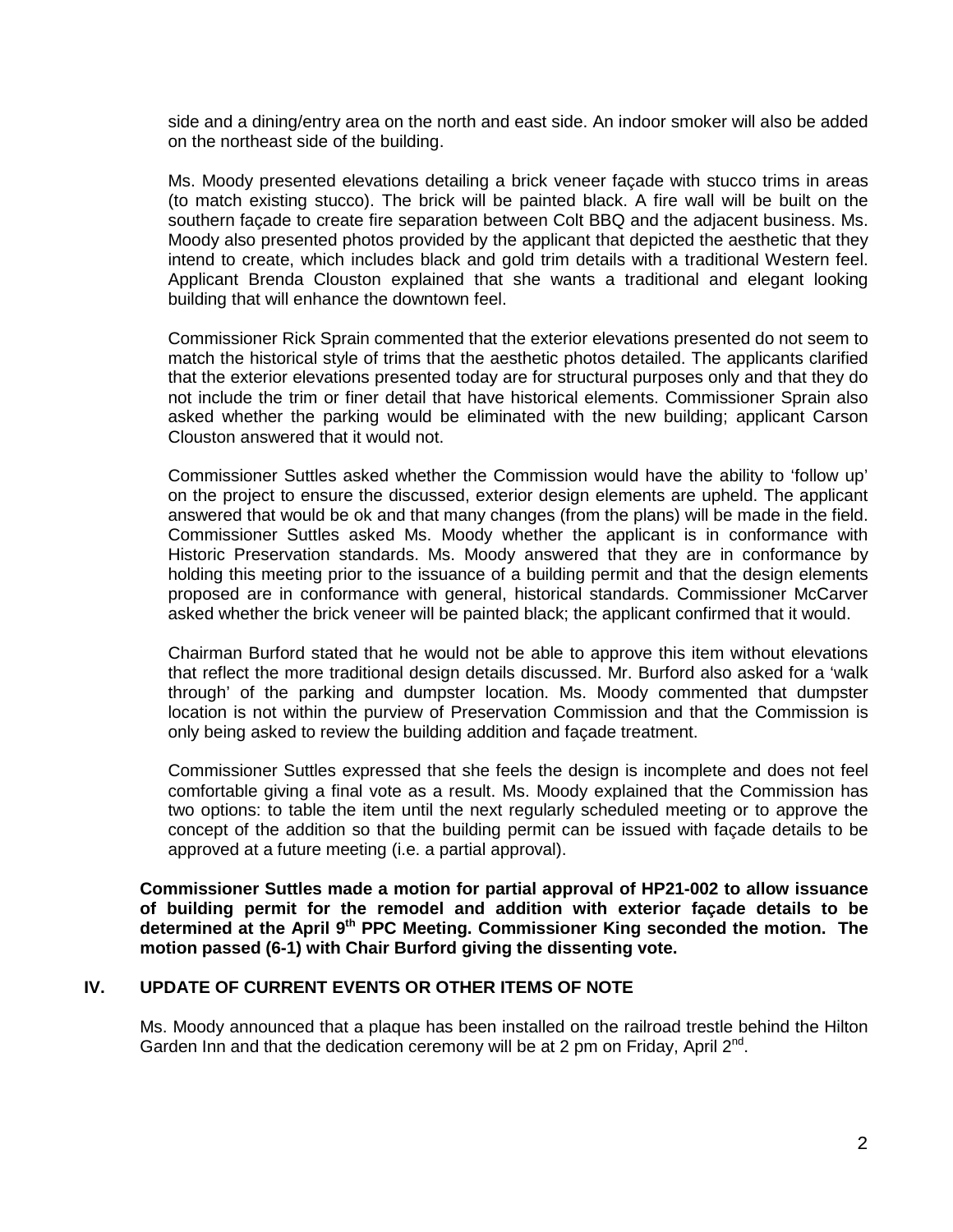side and a dining/entry area on the north and east side. An indoor smoker will also be added on the northeast side of the building.

Ms. Moody presented elevations detailing a brick veneer façade with stucco trims in areas (to match existing stucco). The brick will be painted black. A fire wall will be built on the southern façade to create fire separation between Colt BBQ and the adjacent business. Ms. Moody also presented photos provided by the applicant that depicted the aesthetic that they intend to create, which includes black and gold trim details with a traditional Western feel. Applicant Brenda Clouston explained that she wants a traditional and elegant looking building that will enhance the downtown feel.

Commissioner Rick Sprain commented that the exterior elevations presented do not seem to match the historical style of trims that the aesthetic photos detailed. The applicants clarified that the exterior elevations presented today are for structural purposes only and that they do not include the trim or finer detail that have historical elements. Commissioner Sprain also asked whether the parking would be eliminated with the new building; applicant Carson Clouston answered that it would not.

Commissioner Suttles asked whether the Commission would have the ability to 'follow up' on the project to ensure the discussed, exterior design elements are upheld. The applicant answered that would be ok and that many changes (from the plans) will be made in the field. Commissioner Suttles asked Ms. Moody whether the applicant is in conformance with Historic Preservation standards. Ms. Moody answered that they are in conformance by holding this meeting prior to the issuance of a building permit and that the design elements proposed are in conformance with general, historical standards. Commissioner McCarver asked whether the brick veneer will be painted black; the applicant confirmed that it would.

Chairman Burford stated that he would not be able to approve this item without elevations that reflect the more traditional design details discussed. Mr. Burford also asked for a 'walk through' of the parking and dumpster location. Ms. Moody commented that dumpster location is not within the purview of Preservation Commission and that the Commission is only being asked to review the building addition and façade treatment.

Commissioner Suttles expressed that she feels the design is incomplete and does not feel comfortable giving a final vote as a result. Ms. Moody explained that the Commission has two options: to table the item until the next regularly scheduled meeting or to approve the concept of the addition so that the building permit can be issued with façade details to be approved at a future meeting (i.e. a partial approval).

**Commissioner Suttles made a motion for partial approval of HP21-002 to allow issuance of building permit for the remodel and addition with exterior façade details to be determined at the April 9th PPC Meeting. Commissioner King seconded the motion. The motion passed (6-1) with Chair Burford giving the dissenting vote.**

## IV. UPDATE OF CURRENT EVENTS OR OTHER ITEMS OF NOTE

Ms. Moody announced that a plaque has been installed on the railroad trestle behind the Hilton Garden Inn and that the dedication ceremony will be at 2 pm on Friday, April 2nd.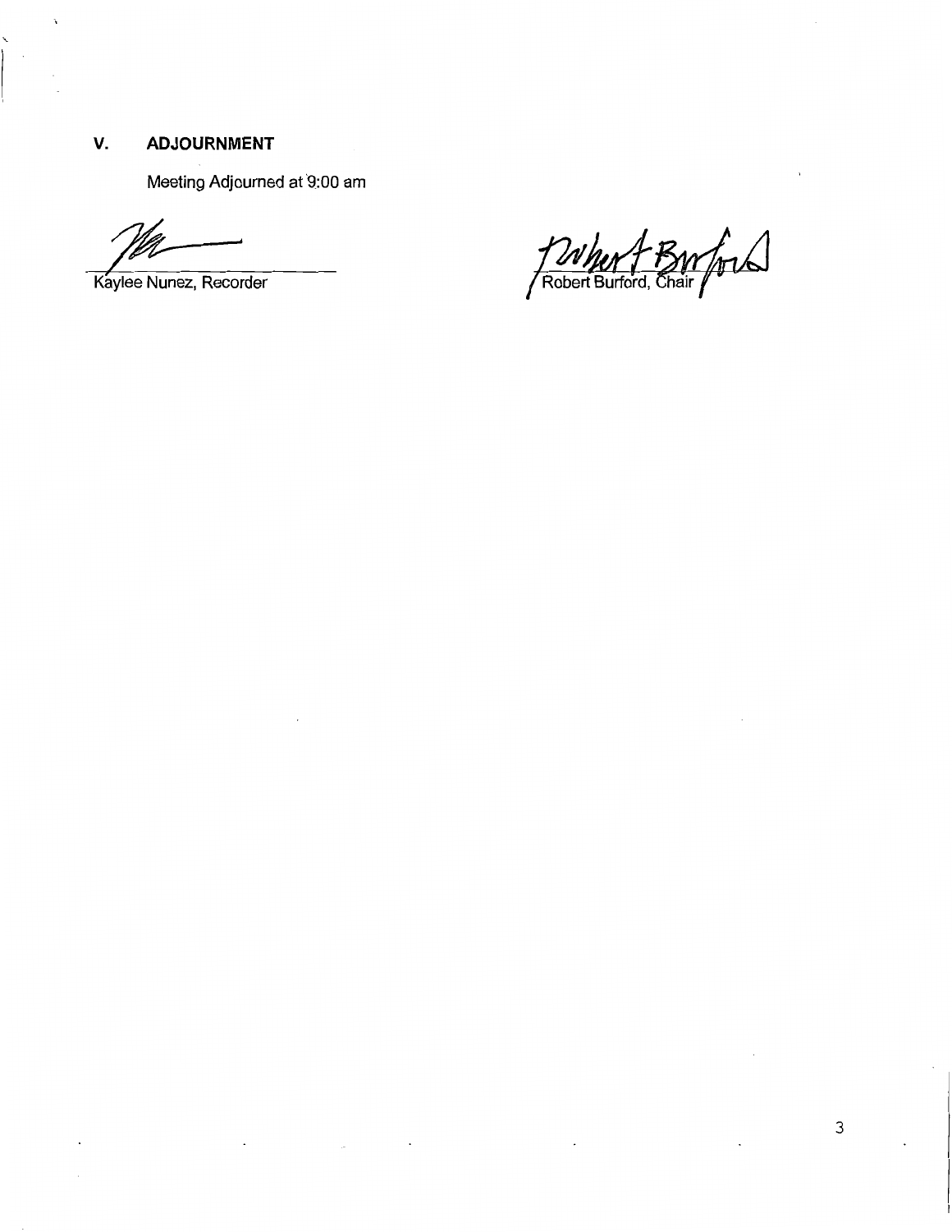## V. ADJOURNMENT

Meeting Adjourned at 9:00 am

Kaylee Nunez, Recorder

Robert Burford, Chair